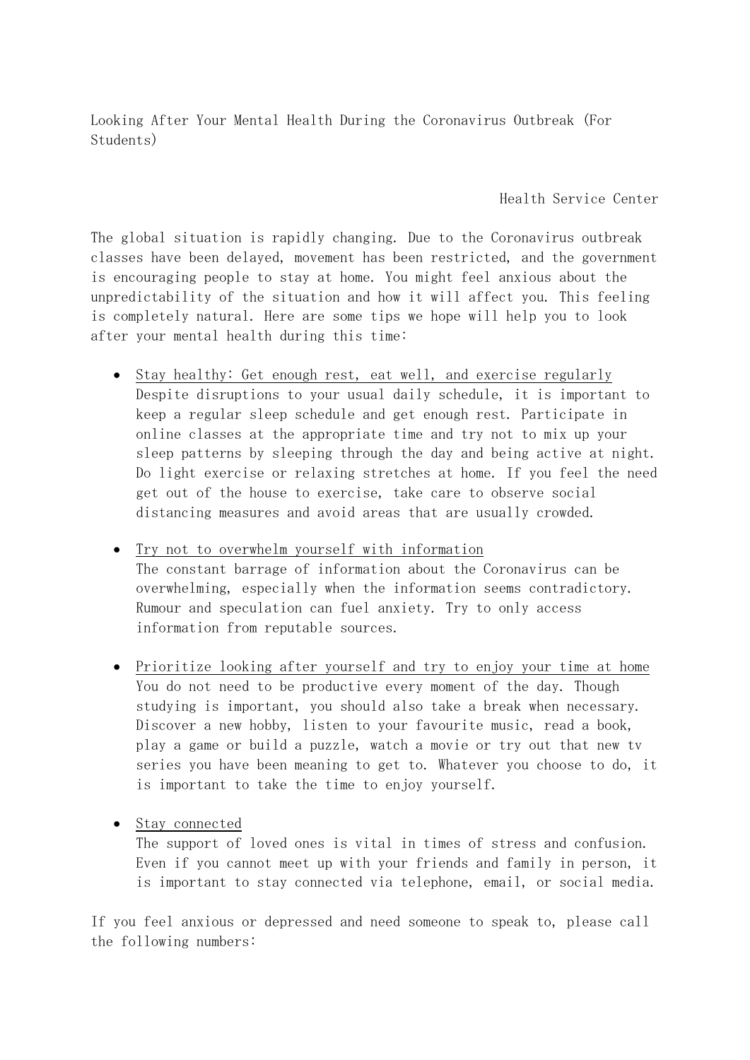# Looking After Your Mental Health During the Coronavirus Outbreak (For Students)

Health Service Center

The global situation is rapidly changing. Due to the Coronavirus outbreak classes have been delayed, movement has been restricted, and the government is encouraging people to stay at home. You might feel anxious about the unpredictability of the situation and how it will affect you. This feeling is completely natural. Here are some tips we hope will help you to look after your mental health during this time:

- <u>Stay healthy: Get enough rest, eat well, and exercise regularly</u>
  Despite disruptions to your usual daily schedule, it is important to keep a regular sleep schedule and get enough rest. Participate in online classes at the appropriate time and try not to mix up your sleep patterns by sleeping through the day and being active at night. Do light exercise or relaxing stretches at home. If you feel the need get out of the house to exercise, take care to observe social distancing measures and avoid areas that are usually crowded.

- <u>Try not to overwhelm yourself with information</u>
  The constant barrage of information about the Coronavirus can be overwhelming, especially when the information seems contradictory. Rumour and speculation can fuel anxiety. Try to only access information from reputable sources.

- <u>Prioritize looking after yourself and try to enjoy your time at home</u>
  You do not need to be productive every moment of the day. Though studying is important, you should also take a break when necessary. Discover a new hobby, listen to your favourite music, read a book, play a game or build a puzzle, watch a movie or try out that new tv series you have been meaning to get to. Whatever you choose to do, it is important to take the time to enjoy yourself.

- <u>Stay connected</u>
  The support of loved ones is vital in times of stress and confusion. Even if you cannot meet up with your friends and family in person, it is important to stay connected via telephone, email, or social media.

If you feel anxious or depressed and need someone to speak to, please call the following numbers: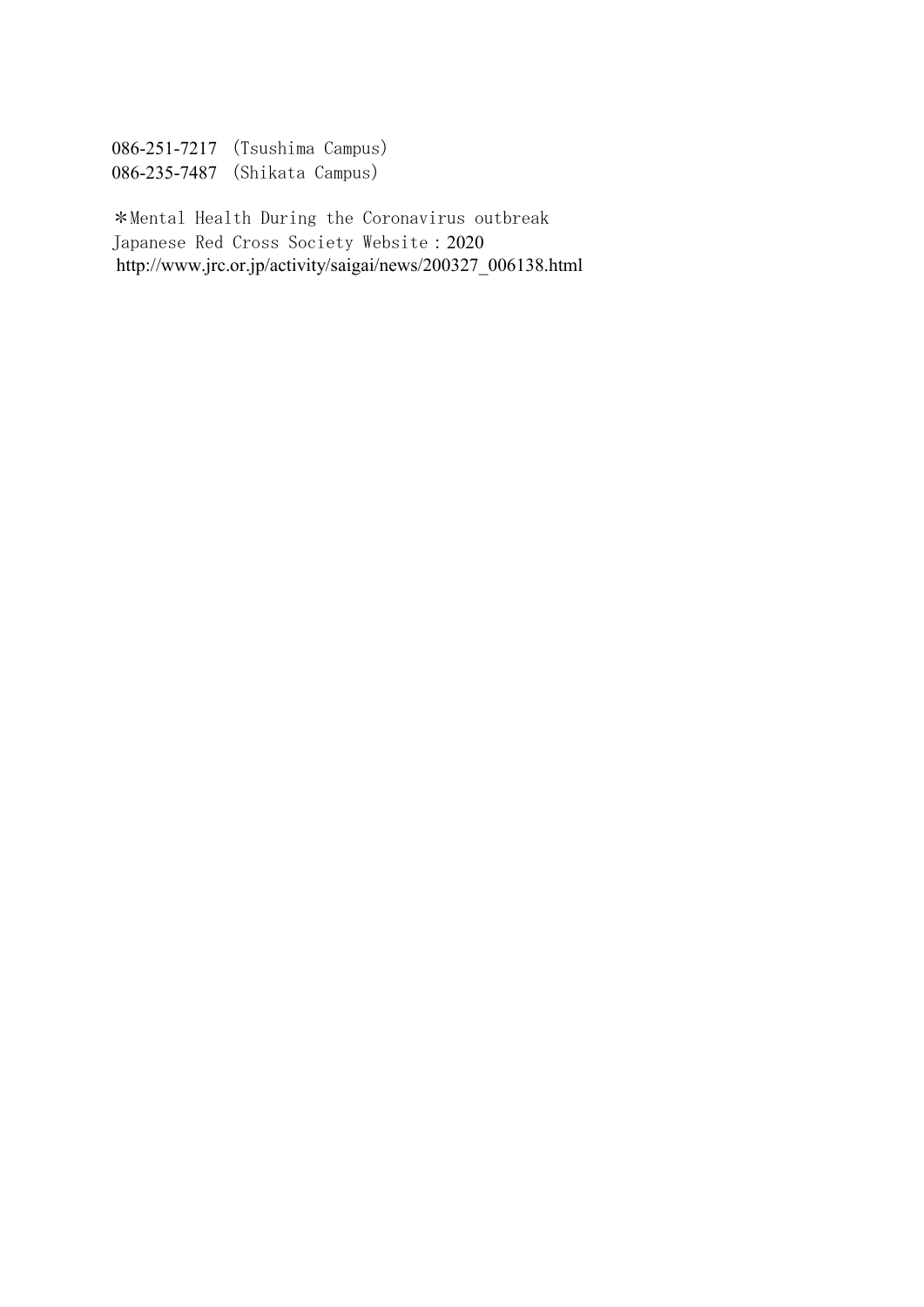086-251-7217 （Tsushima Campus）
086-235-7487 （Shikata Campus）

＊Mental Health During the Coronavirus outbreak
Japanese Red Cross Society Website：2020
http://www.jrc.or.jp/activity/saigai/news/200327_006138.html